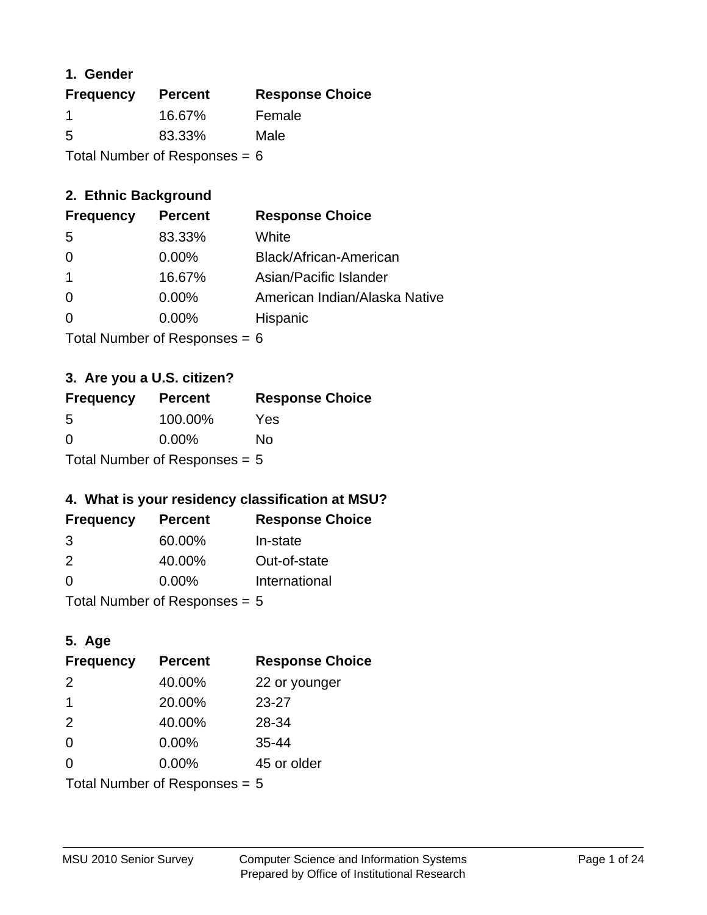## 1. Gender

| Frequency | Percent | Response Choice |
|---|---|---|
| 1 | 16.67% | Female |
| 5 | 83.33% | Male |

Total Number of Responses = 6

## 2. Ethnic Background

| Frequency | Percent | Response Choice |
|---|---|---|
| 5 | 83.33% | White |
| 0 | 0.00% | Black/African-American |
| 1 | 16.67% | Asian/Pacific Islander |
| 0 | 0.00% | American Indian/Alaska Native |
| 0 | 0.00% | Hispanic |

Total Number of Responses = 6

## 3. Are you a U.S. citizen?

| Frequency | Percent | Response Choice |
|---|---|---|
| 5 | 100.00% | Yes |
| 0 | 0.00% | No |

Total Number of Responses = 5

## 4. What is your residency classification at MSU?

| Frequency | Percent | Response Choice |
|---|---|---|
| 3 | 60.00% | In-state |
| 2 | 40.00% | Out-of-state |
| 0 | 0.00% | International |

Total Number of Responses = 5

## 5. Age

| Frequency | Percent | Response Choice |
|---|---|---|
| 2 | 40.00% | 22 or younger |
| 1 | 20.00% | 23-27 |
| 2 | 40.00% | 28-34 |
| 0 | 0.00% | 35-44 |
| 0 | 0.00% | 45 or older |

Total Number of Responses = 5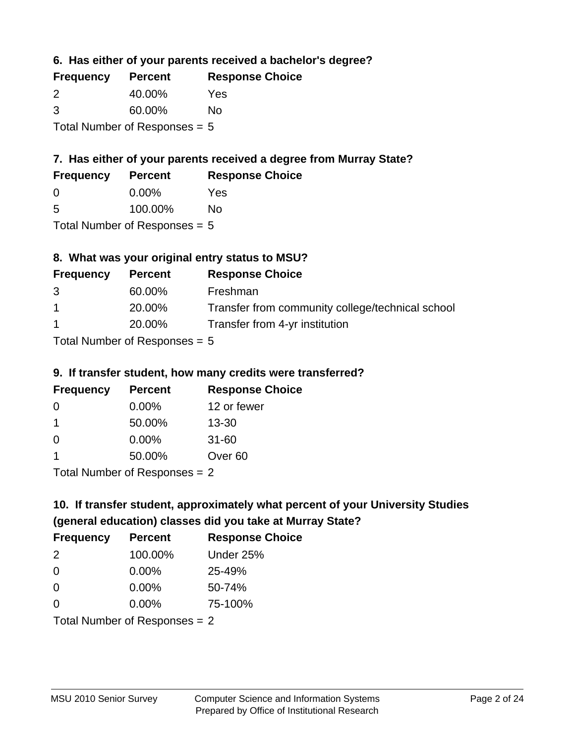### 6. Has either of your parents received a bachelor's degree?

| Frequency | Percent | Response Choice |
|---|---|---|
| 2 | 40.00% | Yes |
| 3 | 60.00% | No |

Total Number of Responses = 5

### 7. Has either of your parents received a degree from Murray State?

| Frequency | Percent | Response Choice |
|---|---|---|
| 0 | 0.00% | Yes |
| 5 | 100.00% | No |

Total Number of Responses = 5

### 8. What was your original entry status to MSU?

| Frequency | Percent | Response Choice |
|---|---|---|
| 3 | 60.00% | Freshman |
| 1 | 20.00% | Transfer from community college/technical school |
| 1 | 20.00% | Transfer from 4-yr institution |

Total Number of Responses = 5

### 9. If transfer student, how many credits were transferred?

| Frequency | Percent | Response Choice |
|---|---|---|
| 0 | 0.00% | 12 or fewer |
| 1 | 50.00% | 13-30 |
| 0 | 0.00% | 31-60 |
| 1 | 50.00% | Over 60 |

Total Number of Responses = 2

### 10. If transfer student, approximately what percent of your University Studies (general education) classes did you take at Murray State?

| Frequency | Percent | Response Choice |
|---|---|---|
| 2 | 100.00% | Under 25% |
| 0 | 0.00% | 25-49% |
| 0 | 0.00% | 50-74% |
| 0 | 0.00% | 75-100% |

Total Number of Responses = 2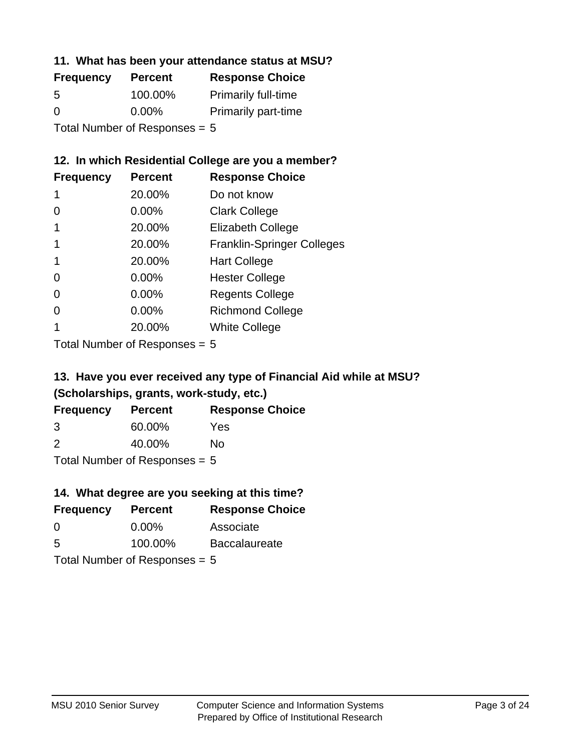## 11. What has been your attendance status at MSU?

| Frequency | Percent | Response Choice |
| --- | --- | --- |
| 5 | 100.00% | Primarily full-time |
| 0 | 0.00% | Primarily part-time |

Total Number of Responses = 5

## 12. In which Residential College are you a member?

| Frequency | Percent | Response Choice |
| --- | --- | --- |
| 1 | 20.00% | Do not know |
| 0 | 0.00% | Clark College |
| 1 | 20.00% | Elizabeth College |
| 1 | 20.00% | Franklin-Springer Colleges |
| 1 | 20.00% | Hart College |
| 0 | 0.00% | Hester College |
| 0 | 0.00% | Regents College |
| 0 | 0.00% | Richmond College |
| 1 | 20.00% | White College |

Total Number of Responses = 5

## 13. Have you ever received any type of Financial Aid while at MSU? (Scholarships, grants, work-study, etc.)

| Frequency | Percent | Response Choice |
| --- | --- | --- |
| 3 | 60.00% | Yes |
| 2 | 40.00% | No |

Total Number of Responses = 5

## 14. What degree are you seeking at this time?

| Frequency | Percent | Response Choice |
| --- | --- | --- |
| 0 | 0.00% | Associate |
| 5 | 100.00% | Baccalaureate |

Total Number of Responses = 5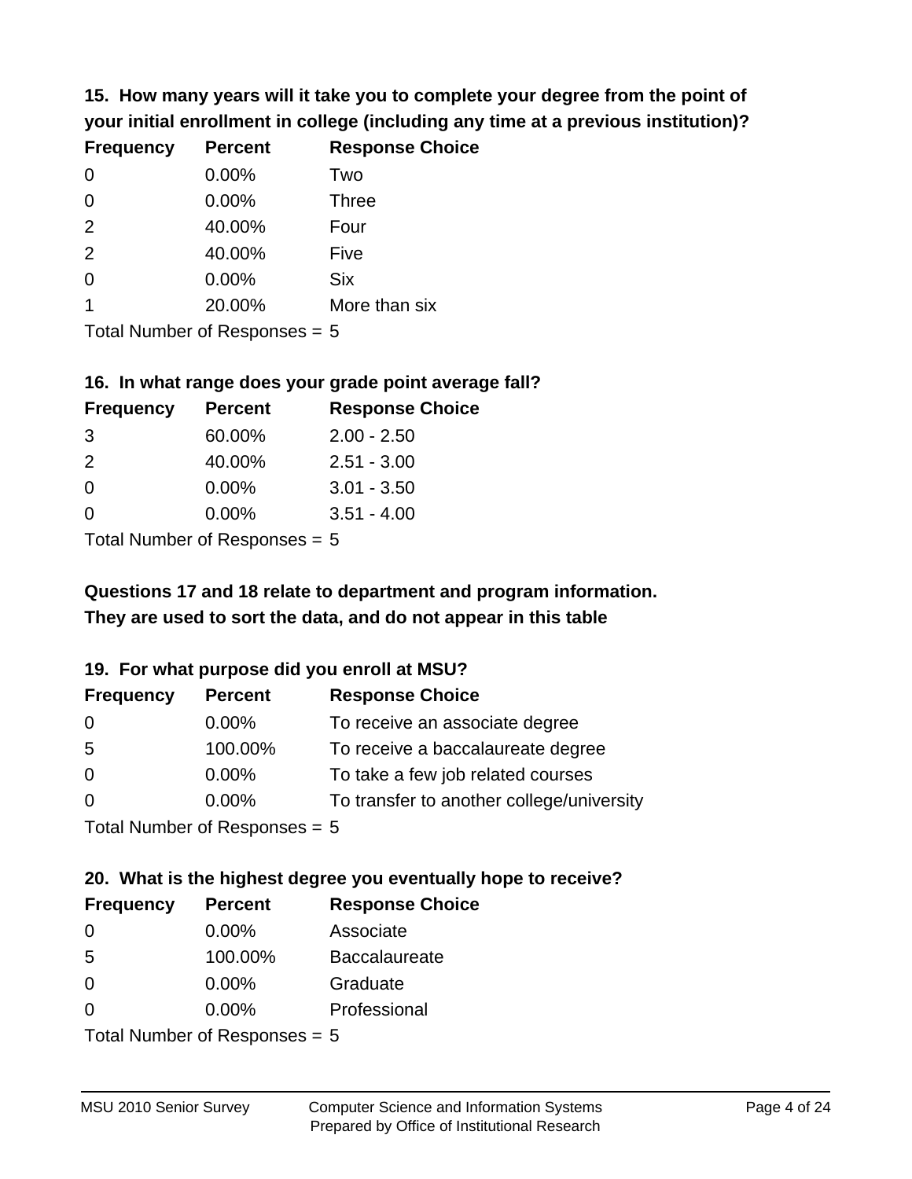**15. How many years will it take you to complete your degree from the point of your initial enrollment in college (including any time at a previous institution)?**

| Frequency | Percent | Response Choice |
|---|---|---|
| 0 | 0.00% | Two |
| 0 | 0.00% | Three |
| 2 | 40.00% | Four |
| 2 | 40.00% | Five |
| 0 | 0.00% | Six |
| 1 | 20.00% | More than six |

Total Number of Responses = 5

**16. In what range does your grade point average fall?**

| Frequency | Percent | Response Choice |
|---|---|---|
| 3 | 60.00% | 2.00 - 2.50 |
| 2 | 40.00% | 2.51 - 3.00 |
| 0 | 0.00% | 3.01 - 3.50 |
| 0 | 0.00% | 3.51 - 4.00 |

Total Number of Responses = 5

**Questions 17 and 18 relate to department and program information. They are used to sort the data, and do not appear in this table**

**19. For what purpose did you enroll at MSU?**

| Frequency | Percent | Response Choice |
|---|---|---|
| 0 | 0.00% | To receive an associate degree |
| 5 | 100.00% | To receive a baccalaureate degree |
| 0 | 0.00% | To take a few job related courses |
| 0 | 0.00% | To transfer to another college/university |

Total Number of Responses = 5

**20. What is the highest degree you eventually hope to receive?**

| Frequency | Percent | Response Choice |
|---|---|---|
| 0 | 0.00% | Associate |
| 5 | 100.00% | Baccalaureate |
| 0 | 0.00% | Graduate |
| 0 | 0.00% | Professional |

Total Number of Responses = 5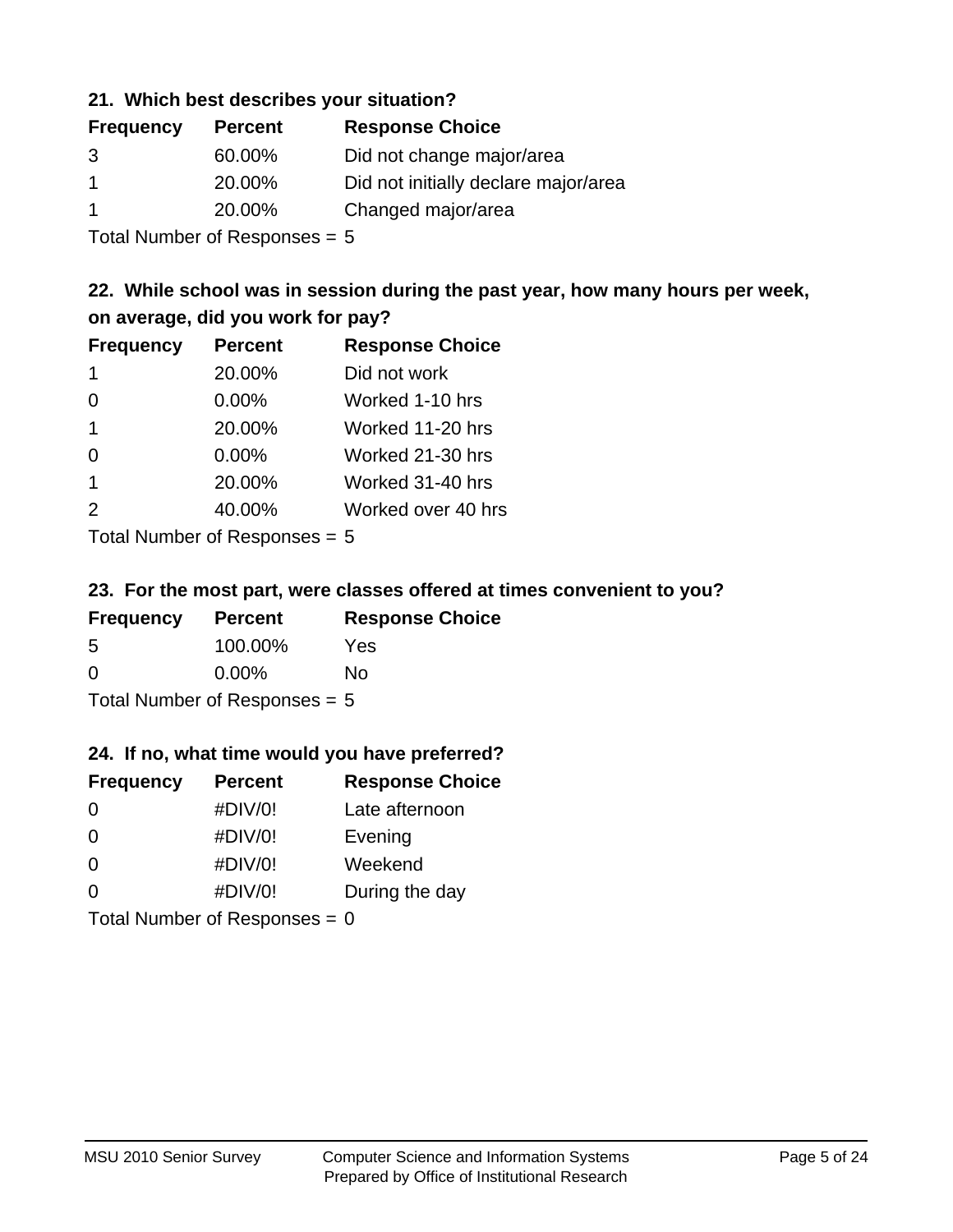### 21. Which best describes your situation?

| Frequency | Percent | Response Choice |
|---|---|---|
| 3 | 60.00% | Did not change major/area |
| 1 | 20.00% | Did not initially declare major/area |
| 1 | 20.00% | Changed major/area |

Total Number of Responses = 5

### 22. While school was in session during the past year, how many hours per week, on average, did you work for pay?

| Frequency | Percent | Response Choice |
|---|---|---|
| 1 | 20.00% | Did not work |
| 0 | 0.00% | Worked 1-10 hrs |
| 1 | 20.00% | Worked 11-20 hrs |
| 0 | 0.00% | Worked 21-30 hrs |
| 1 | 20.00% | Worked 31-40 hrs |
| 2 | 40.00% | Worked over 40 hrs |

Total Number of Responses = 5

### 23. For the most part, were classes offered at times convenient to you?

| Frequency | Percent | Response Choice |
|---|---|---|
| 5 | 100.00% | Yes |
| 0 | 0.00% | No |

Total Number of Responses = 5

### 24. If no, what time would you have preferred?

| Frequency | Percent | Response Choice |
|---|---|---|
| 0 | #DIV/0! | Late afternoon |
| 0 | #DIV/0! | Evening |
| 0 | #DIV/0! | Weekend |
| 0 | #DIV/0! | During the day |

Total Number of Responses = 0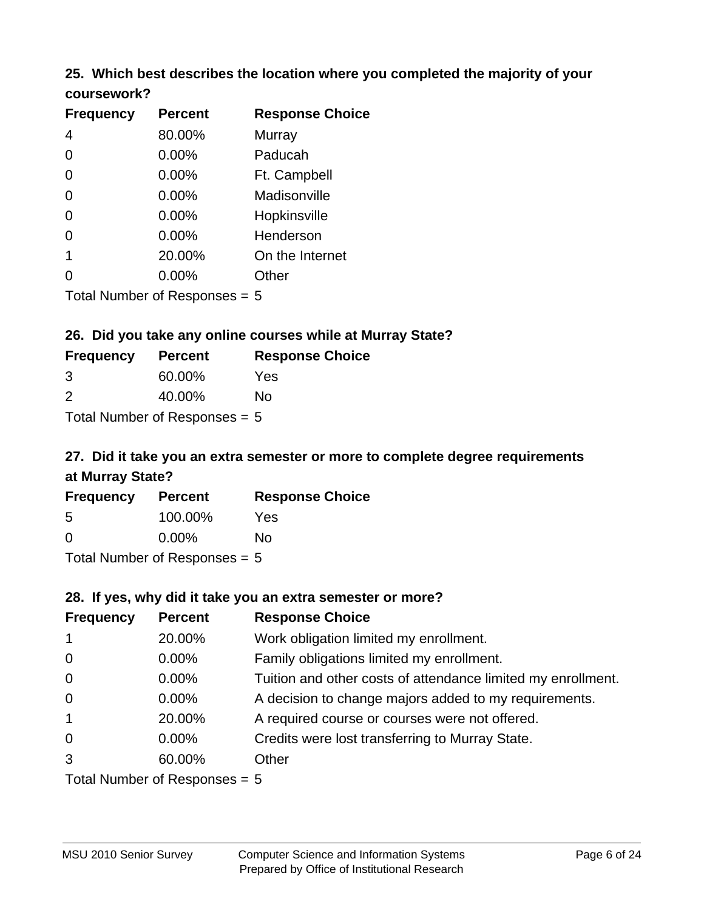### 25. Which best describes the location where you completed the majority of your coursework?

| Frequency | Percent | Response Choice |
|---|---|---|
| 4 | 80.00% | Murray |
| 0 | 0.00% | Paducah |
| 0 | 0.00% | Ft. Campbell |
| 0 | 0.00% | Madisonville |
| 0 | 0.00% | Hopkinsville |
| 0 | 0.00% | Henderson |
| 1 | 20.00% | On the Internet |
| 0 | 0.00% | Other |

Total Number of Responses = 5

### 26. Did you take any online courses while at Murray State?

| Frequency | Percent | Response Choice |
|---|---|---|
| 3 | 60.00% | Yes |
| 2 | 40.00% | No |

Total Number of Responses = 5

### 27. Did it take you an extra semester or more to complete degree requirements at Murray State?

| Frequency | Percent | Response Choice |
|---|---|---|
| 5 | 100.00% | Yes |
| 0 | 0.00% | No |

Total Number of Responses = 5

### 28. If yes, why did it take you an extra semester or more?

| Frequency | Percent | Response Choice |
|---|---|---|
| 1 | 20.00% | Work obligation limited my enrollment. |
| 0 | 0.00% | Family obligations limited my enrollment. |
| 0 | 0.00% | Tuition and other costs of attendance limited my enrollment. |
| 0 | 0.00% | A decision to change majors added to my requirements. |
| 1 | 20.00% | A required course or courses were not offered. |
| 0 | 0.00% | Credits were lost transferring to Murray State. |
| 3 | 60.00% | Other |

Total Number of Responses = 5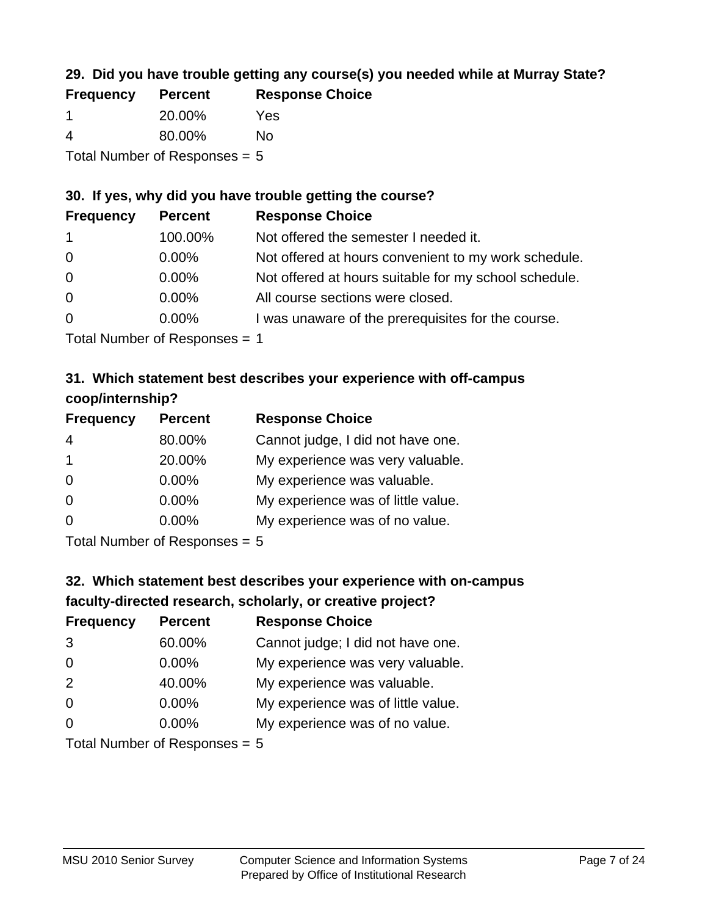### 29. Did you have trouble getting any course(s) you needed while at Murray State?

| Frequency | Percent | Response Choice |
|---|---|---|
| 1 | 20.00% | Yes |
| 4 | 80.00% | No |

Total Number of Responses = 5

### 30. If yes, why did you have trouble getting the course?

| Frequency | Percent | Response Choice |
|---|---|---|
| 1 | 100.00% | Not offered the semester I needed it. |
| 0 | 0.00% | Not offered at hours convenient to my work schedule. |
| 0 | 0.00% | Not offered at hours suitable for my school schedule. |
| 0 | 0.00% | All course sections were closed. |
| 0 | 0.00% | I was unaware of the prerequisites for the course. |

Total Number of Responses = 1

### 31. Which statement best describes your experience with off-campus coop/internship?

| Frequency | Percent | Response Choice |
|---|---|---|
| 4 | 80.00% | Cannot judge, I did not have one. |
| 1 | 20.00% | My experience was very valuable. |
| 0 | 0.00% | My experience was valuable. |
| 0 | 0.00% | My experience was of little value. |
| 0 | 0.00% | My experience was of no value. |

Total Number of Responses = 5

### 32. Which statement best describes your experience with on-campus faculty-directed research, scholarly, or creative project?

| Frequency | Percent | Response Choice |
|---|---|---|
| 3 | 60.00% | Cannot judge; I did not have one. |
| 0 | 0.00% | My experience was very valuable. |
| 2 | 40.00% | My experience was valuable. |
| 0 | 0.00% | My experience was of little value. |
| 0 | 0.00% | My experience was of no value. |

Total Number of Responses = 5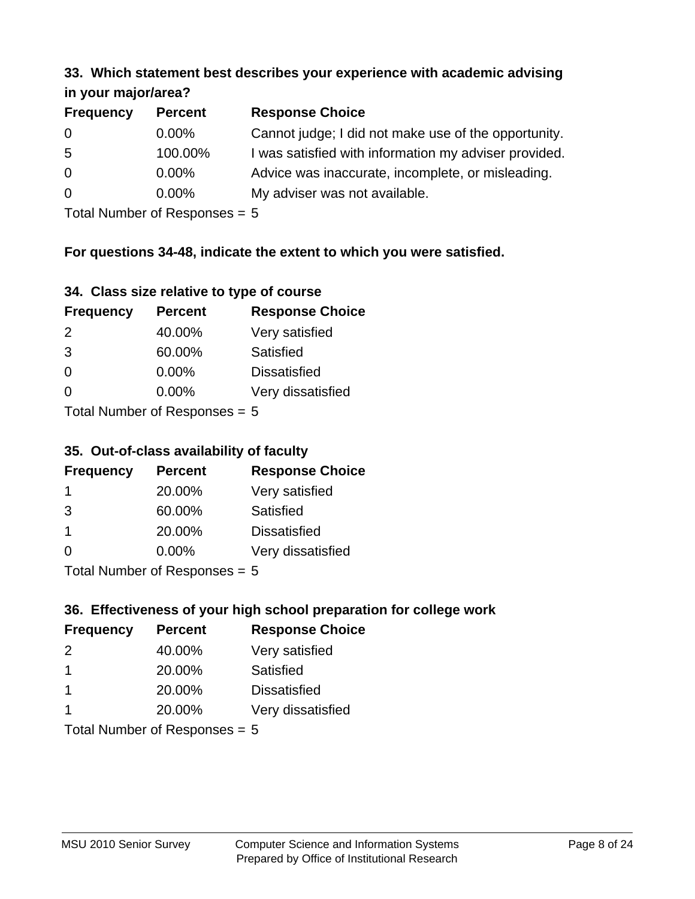### 33. Which statement best describes your experience with academic advising in your major/area?

| Frequency | Percent | Response Choice |
|---|---|---|
| 0 | 0.00% | Cannot judge; I did not make use of the opportunity. |
| 5 | 100.00% | I was satisfied with information my adviser provided. |
| 0 | 0.00% | Advice was inaccurate, incomplete, or misleading. |
| 0 | 0.00% | My adviser was not available. |

Total Number of Responses = 5

**For questions 34-48, indicate the extent to which you were satisfied.**

### 34. Class size relative to type of course

| Frequency | Percent | Response Choice |
|---|---|---|
| 2 | 40.00% | Very satisfied |
| 3 | 60.00% | Satisfied |
| 0 | 0.00% | Dissatisfied |
| 0 | 0.00% | Very dissatisfied |

Total Number of Responses = 5

### 35. Out-of-class availability of faculty

| Frequency | Percent | Response Choice |
|---|---|---|
| 1 | 20.00% | Very satisfied |
| 3 | 60.00% | Satisfied |
| 1 | 20.00% | Dissatisfied |
| 0 | 0.00% | Very dissatisfied |

Total Number of Responses = 5

### 36. Effectiveness of your high school preparation for college work

| Frequency | Percent | Response Choice |
|---|---|---|
| 2 | 40.00% | Very satisfied |
| 1 | 20.00% | Satisfied |
| 1 | 20.00% | Dissatisfied |
| 1 | 20.00% | Very dissatisfied |

Total Number of Responses = 5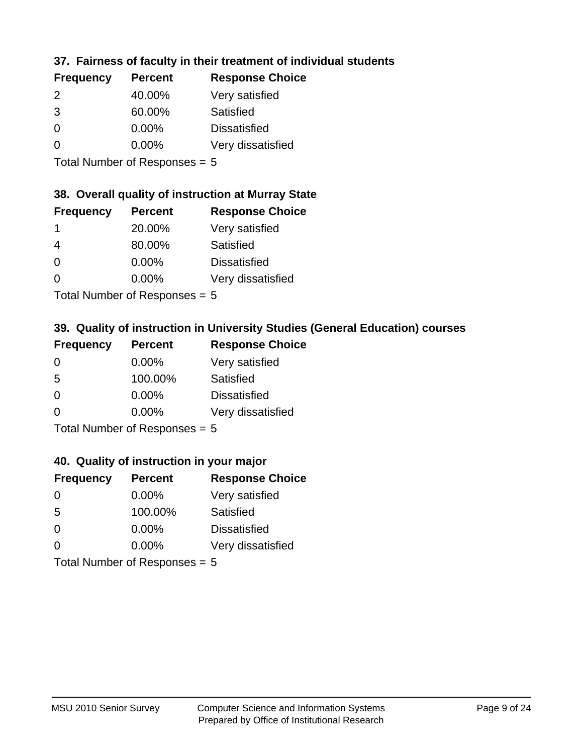### 37. Fairness of faculty in their treatment of individual students

| Frequency | Percent | Response Choice |
|---|---|---|
| 2 | 40.00% | Very satisfied |
| 3 | 60.00% | Satisfied |
| 0 | 0.00% | Dissatisfied |
| 0 | 0.00% | Very dissatisfied |

Total Number of Responses = 5

### 38. Overall quality of instruction at Murray State

| Frequency | Percent | Response Choice |
|---|---|---|
| 1 | 20.00% | Very satisfied |
| 4 | 80.00% | Satisfied |
| 0 | 0.00% | Dissatisfied |
| 0 | 0.00% | Very dissatisfied |

Total Number of Responses = 5

### 39. Quality of instruction in University Studies (General Education) courses

| Frequency | Percent | Response Choice |
|---|---|---|
| 0 | 0.00% | Very satisfied |
| 5 | 100.00% | Satisfied |
| 0 | 0.00% | Dissatisfied |
| 0 | 0.00% | Very dissatisfied |

Total Number of Responses = 5

### 40. Quality of instruction in your major

| Frequency | Percent | Response Choice |
|---|---|---|
| 0 | 0.00% | Very satisfied |
| 5 | 100.00% | Satisfied |
| 0 | 0.00% | Dissatisfied |
| 0 | 0.00% | Very dissatisfied |

Total Number of Responses = 5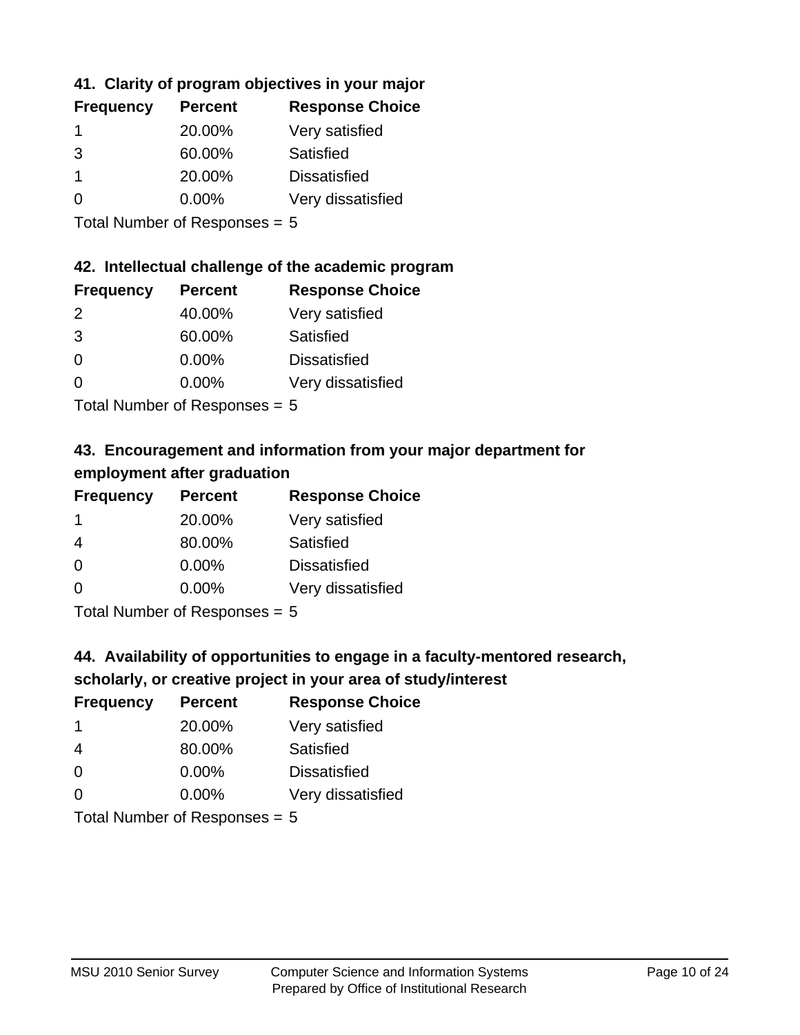### 41. Clarity of program objectives in your major

| Frequency | Percent | Response Choice |
|---|---|---|
| 1 | 20.00% | Very satisfied |
| 3 | 60.00% | Satisfied |
| 1 | 20.00% | Dissatisfied |
| 0 | 0.00% | Very dissatisfied |

Total Number of Responses = 5

### 42. Intellectual challenge of the academic program

| Frequency | Percent | Response Choice |
|---|---|---|
| 2 | 40.00% | Very satisfied |
| 3 | 60.00% | Satisfied |
| 0 | 0.00% | Dissatisfied |
| 0 | 0.00% | Very dissatisfied |

Total Number of Responses = 5

### 43. Encouragement and information from your major department for employment after graduation

| Frequency | Percent | Response Choice |
|---|---|---|
| 1 | 20.00% | Very satisfied |
| 4 | 80.00% | Satisfied |
| 0 | 0.00% | Dissatisfied |
| 0 | 0.00% | Very dissatisfied |

Total Number of Responses = 5

### 44. Availability of opportunities to engage in a faculty-mentored research, scholarly, or creative project in your area of study/interest

| Frequency | Percent | Response Choice |
|---|---|---|
| 1 | 20.00% | Very satisfied |
| 4 | 80.00% | Satisfied |
| 0 | 0.00% | Dissatisfied |
| 0 | 0.00% | Very dissatisfied |

Total Number of Responses = 5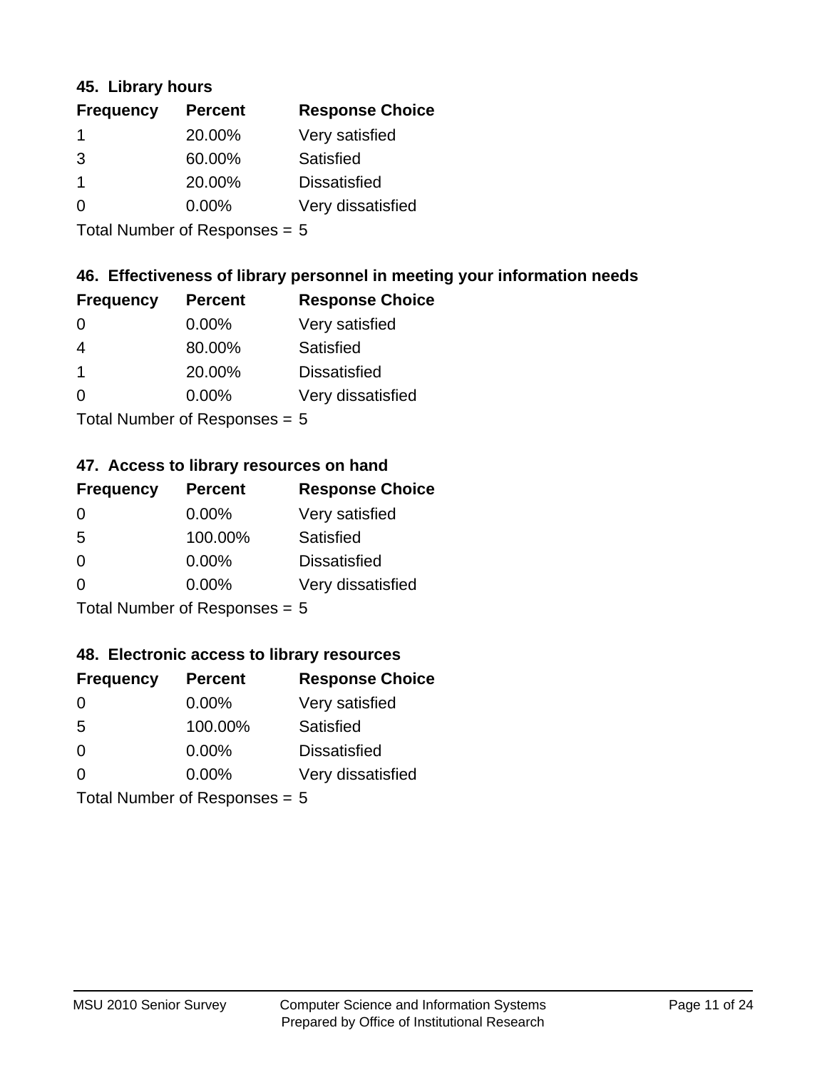### 45. Library hours

| Frequency | Percent | Response Choice |
|---|---|---|
| 1 | 20.00% | Very satisfied |
| 3 | 60.00% | Satisfied |
| 1 | 20.00% | Dissatisfied |
| 0 | 0.00% | Very dissatisfied |

Total Number of Responses = 5

### 46. Effectiveness of library personnel in meeting your information needs

| Frequency | Percent | Response Choice |
|---|---|---|
| 0 | 0.00% | Very satisfied |
| 4 | 80.00% | Satisfied |
| 1 | 20.00% | Dissatisfied |
| 0 | 0.00% | Very dissatisfied |

Total Number of Responses = 5

### 47. Access to library resources on hand

| Frequency | Percent | Response Choice |
|---|---|---|
| 0 | 0.00% | Very satisfied |
| 5 | 100.00% | Satisfied |
| 0 | 0.00% | Dissatisfied |
| 0 | 0.00% | Very dissatisfied |

Total Number of Responses = 5

### 48. Electronic access to library resources

| Frequency | Percent | Response Choice |
|---|---|---|
| 0 | 0.00% | Very satisfied |
| 5 | 100.00% | Satisfied |
| 0 | 0.00% | Dissatisfied |
| 0 | 0.00% | Very dissatisfied |

Total Number of Responses = 5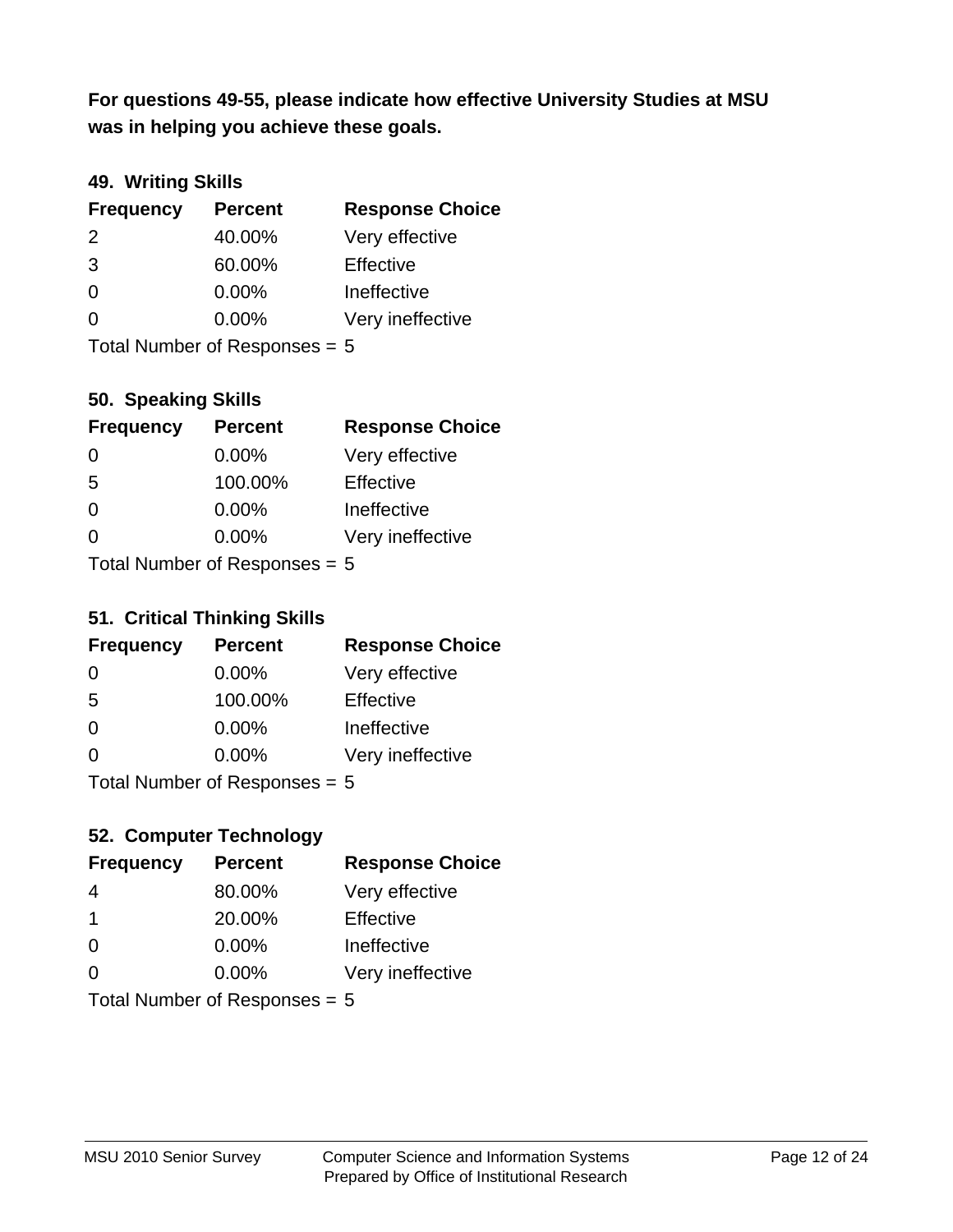**For questions 49-55, please indicate how effective University Studies at MSU was in helping you achieve these goals.**

### 49. Writing Skills

| Frequency | Percent | Response Choice |
|---|---|---|
| 2 | 40.00% | Very effective |
| 3 | 60.00% | Effective |
| 0 | 0.00% | Ineffective |
| 0 | 0.00% | Very ineffective |

Total Number of Responses = 5

### 50. Speaking Skills

| Frequency | Percent | Response Choice |
|---|---|---|
| 0 | 0.00% | Very effective |
| 5 | 100.00% | Effective |
| 0 | 0.00% | Ineffective |
| 0 | 0.00% | Very ineffective |

Total Number of Responses = 5

### 51. Critical Thinking Skills

| Frequency | Percent | Response Choice |
|---|---|---|
| 0 | 0.00% | Very effective |
| 5 | 100.00% | Effective |
| 0 | 0.00% | Ineffective |
| 0 | 0.00% | Very ineffective |

Total Number of Responses = 5

### 52. Computer Technology

| Frequency | Percent | Response Choice |
|---|---|---|
| 4 | 80.00% | Very effective |
| 1 | 20.00% | Effective |
| 0 | 0.00% | Ineffective |
| 0 | 0.00% | Very ineffective |

Total Number of Responses = 5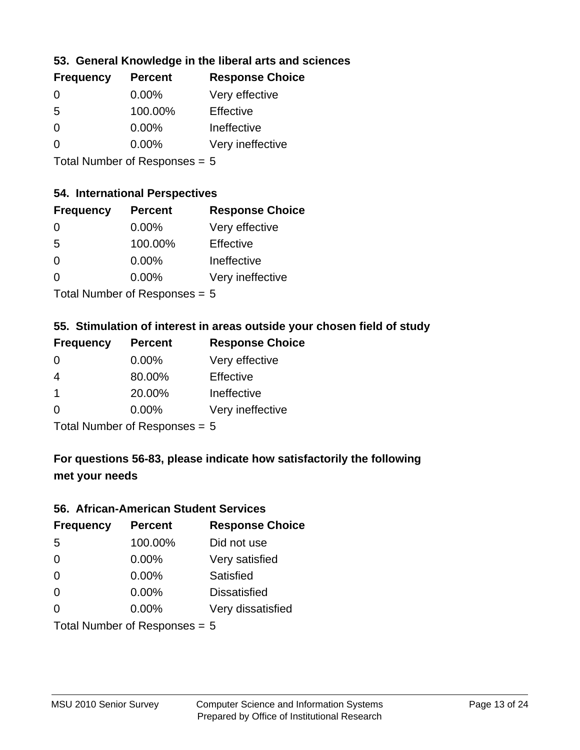### 53. General Knowledge in the liberal arts and sciences

| Frequency | Percent | Response Choice |
| --- | --- | --- |
| 0 | 0.00% | Very effective |
| 5 | 100.00% | Effective |
| 0 | 0.00% | Ineffective |
| 0 | 0.00% | Very ineffective |

Total Number of Responses = 5

### 54. International Perspectives

| Frequency | Percent | Response Choice |
| --- | --- | --- |
| 0 | 0.00% | Very effective |
| 5 | 100.00% | Effective |
| 0 | 0.00% | Ineffective |
| 0 | 0.00% | Very ineffective |

Total Number of Responses = 5

### 55. Stimulation of interest in areas outside your chosen field of study

| Frequency | Percent | Response Choice |
| --- | --- | --- |
| 0 | 0.00% | Very effective |
| 4 | 80.00% | Effective |
| 1 | 20.00% | Ineffective |
| 0 | 0.00% | Very ineffective |

Total Number of Responses = 5

## For questions 56-83, please indicate how satisfactorily the following met your needs

### 56. African-American Student Services

| Frequency | Percent | Response Choice |
| --- | --- | --- |
| 5 | 100.00% | Did not use |
| 0 | 0.00% | Very satisfied |
| 0 | 0.00% | Satisfied |
| 0 | 0.00% | Dissatisfied |
| 0 | 0.00% | Very dissatisfied |

Total Number of Responses = 5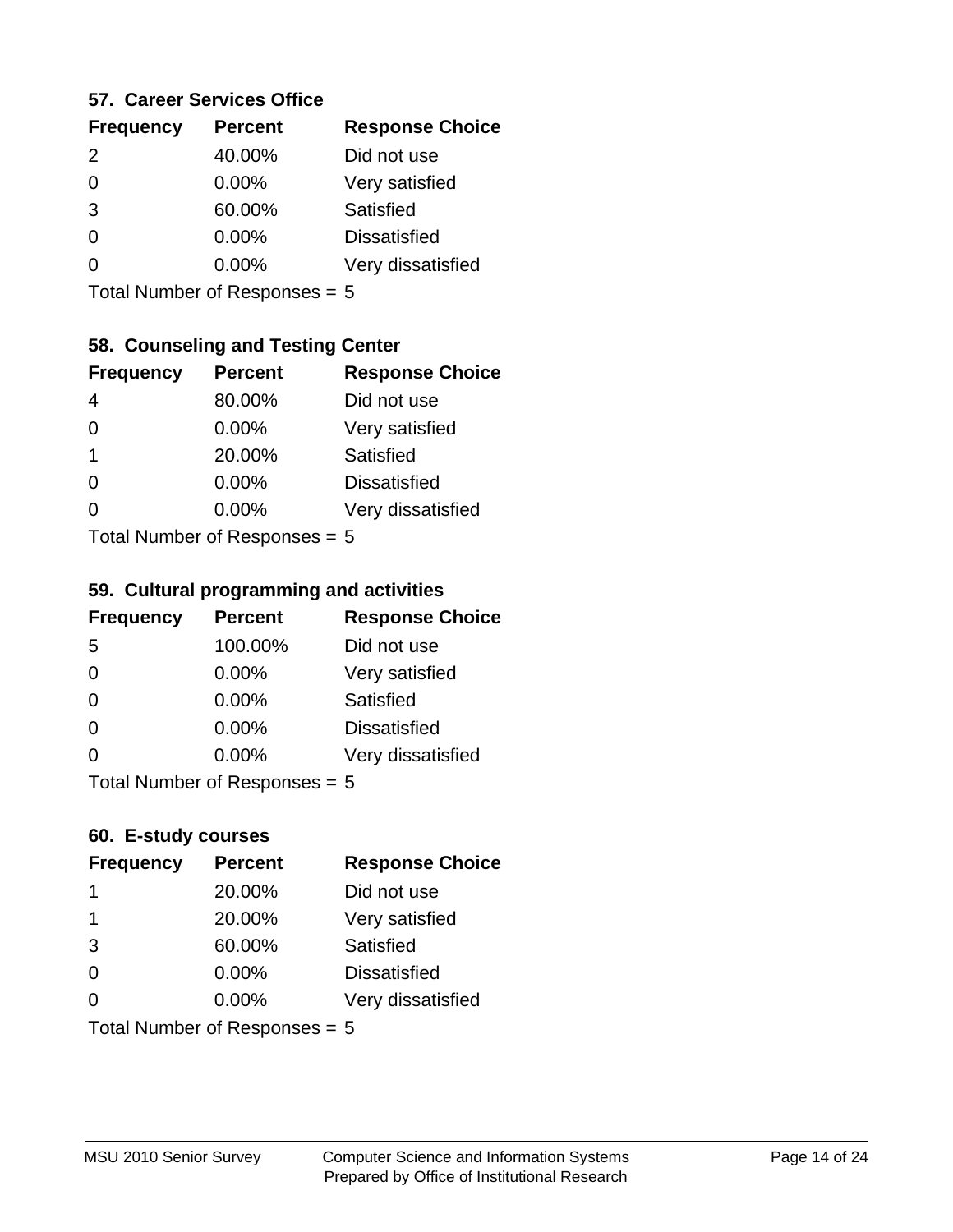### 57. Career Services Office

| Frequency | Percent | Response Choice |
|---|---|---|
| 2 | 40.00% | Did not use |
| 0 | 0.00% | Very satisfied |
| 3 | 60.00% | Satisfied |
| 0 | 0.00% | Dissatisfied |
| 0 | 0.00% | Very dissatisfied |

Total Number of Responses = 5

### 58. Counseling and Testing Center

| Frequency | Percent | Response Choice |
|---|---|---|
| 4 | 80.00% | Did not use |
| 0 | 0.00% | Very satisfied |
| 1 | 20.00% | Satisfied |
| 0 | 0.00% | Dissatisfied |
| 0 | 0.00% | Very dissatisfied |

Total Number of Responses = 5

### 59. Cultural programming and activities

| Frequency | Percent | Response Choice |
|---|---|---|
| 5 | 100.00% | Did not use |
| 0 | 0.00% | Very satisfied |
| 0 | 0.00% | Satisfied |
| 0 | 0.00% | Dissatisfied |
| 0 | 0.00% | Very dissatisfied |

Total Number of Responses = 5

### 60. E-study courses

| Frequency | Percent | Response Choice |
|---|---|---|
| 1 | 20.00% | Did not use |
| 1 | 20.00% | Very satisfied |
| 3 | 60.00% | Satisfied |
| 0 | 0.00% | Dissatisfied |
| 0 | 0.00% | Very dissatisfied |

Total Number of Responses = 5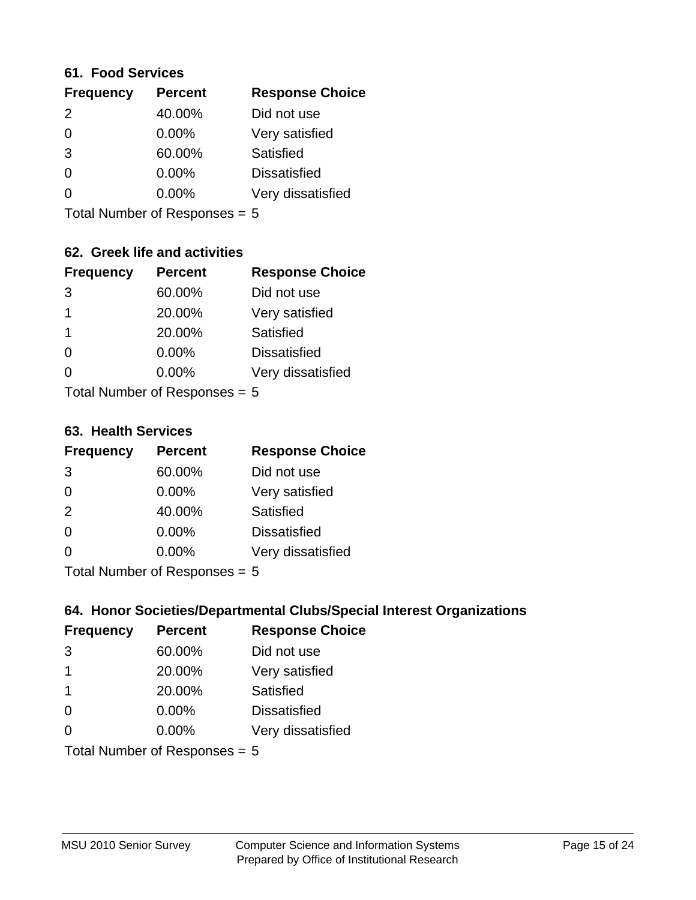### 61. Food Services

| Frequency | Percent | Response Choice |
|---|---|---|
| 2 | 40.00% | Did not use |
| 0 | 0.00% | Very satisfied |
| 3 | 60.00% | Satisfied |
| 0 | 0.00% | Dissatisfied |
| 0 | 0.00% | Very dissatisfied |

Total Number of Responses = 5

### 62. Greek life and activities

| Frequency | Percent | Response Choice |
|---|---|---|
| 3 | 60.00% | Did not use |
| 1 | 20.00% | Very satisfied |
| 1 | 20.00% | Satisfied |
| 0 | 0.00% | Dissatisfied |
| 0 | 0.00% | Very dissatisfied |

Total Number of Responses = 5

### 63. Health Services

| Frequency | Percent | Response Choice |
|---|---|---|
| 3 | 60.00% | Did not use |
| 0 | 0.00% | Very satisfied |
| 2 | 40.00% | Satisfied |
| 0 | 0.00% | Dissatisfied |
| 0 | 0.00% | Very dissatisfied |

Total Number of Responses = 5

### 64. Honor Societies/Departmental Clubs/Special Interest Organizations

| Frequency | Percent | Response Choice |
|---|---|---|
| 3 | 60.00% | Did not use |
| 1 | 20.00% | Very satisfied |
| 1 | 20.00% | Satisfied |
| 0 | 0.00% | Dissatisfied |
| 0 | 0.00% | Very dissatisfied |

Total Number of Responses = 5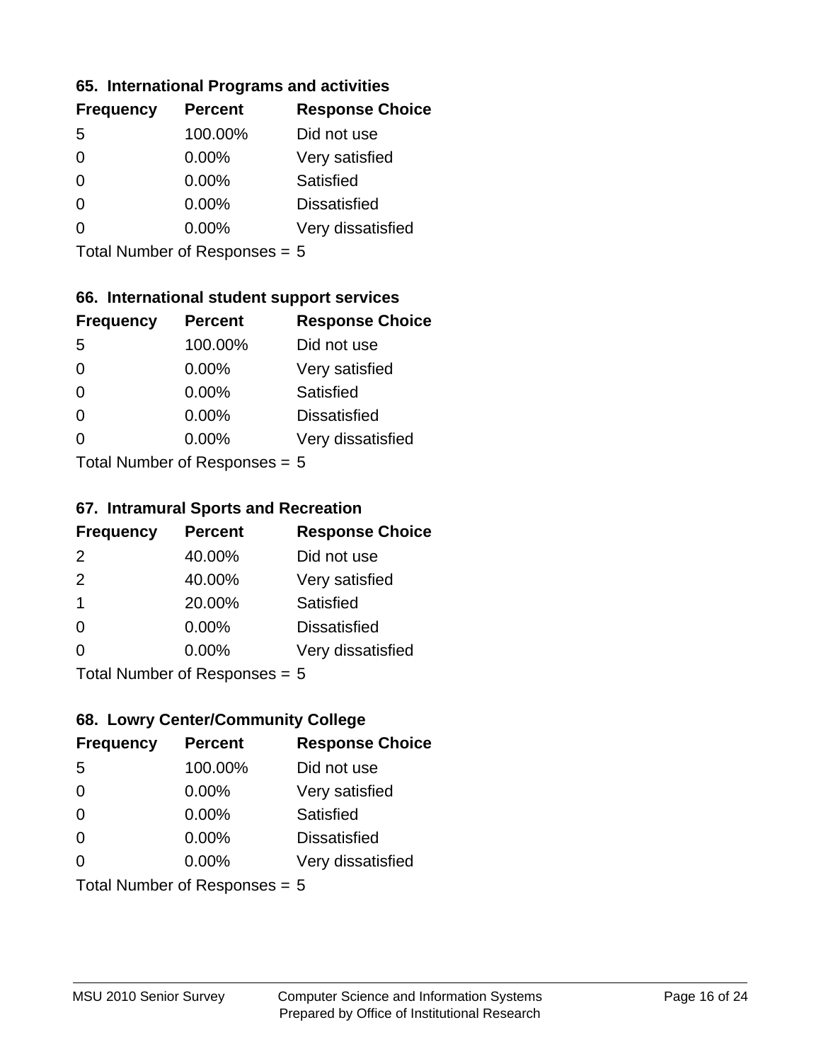### 65. International Programs and activities

| Frequency | Percent | Response Choice |
| --- | --- | --- |
| 5 | 100.00% | Did not use |
| 0 | 0.00% | Very satisfied |
| 0 | 0.00% | Satisfied |
| 0 | 0.00% | Dissatisfied |
| 0 | 0.00% | Very dissatisfied |

Total Number of Responses = 5

### 66. International student support services

| Frequency | Percent | Response Choice |
| --- | --- | --- |
| 5 | 100.00% | Did not use |
| 0 | 0.00% | Very satisfied |
| 0 | 0.00% | Satisfied |
| 0 | 0.00% | Dissatisfied |
| 0 | 0.00% | Very dissatisfied |

Total Number of Responses = 5

### 67. Intramural Sports and Recreation

| Frequency | Percent | Response Choice |
| --- | --- | --- |
| 2 | 40.00% | Did not use |
| 2 | 40.00% | Very satisfied |
| 1 | 20.00% | Satisfied |
| 0 | 0.00% | Dissatisfied |
| 0 | 0.00% | Very dissatisfied |

Total Number of Responses = 5

### 68. Lowry Center/Community College

| Frequency | Percent | Response Choice |
| --- | --- | --- |
| 5 | 100.00% | Did not use |
| 0 | 0.00% | Very satisfied |
| 0 | 0.00% | Satisfied |
| 0 | 0.00% | Dissatisfied |
| 0 | 0.00% | Very dissatisfied |

Total Number of Responses = 5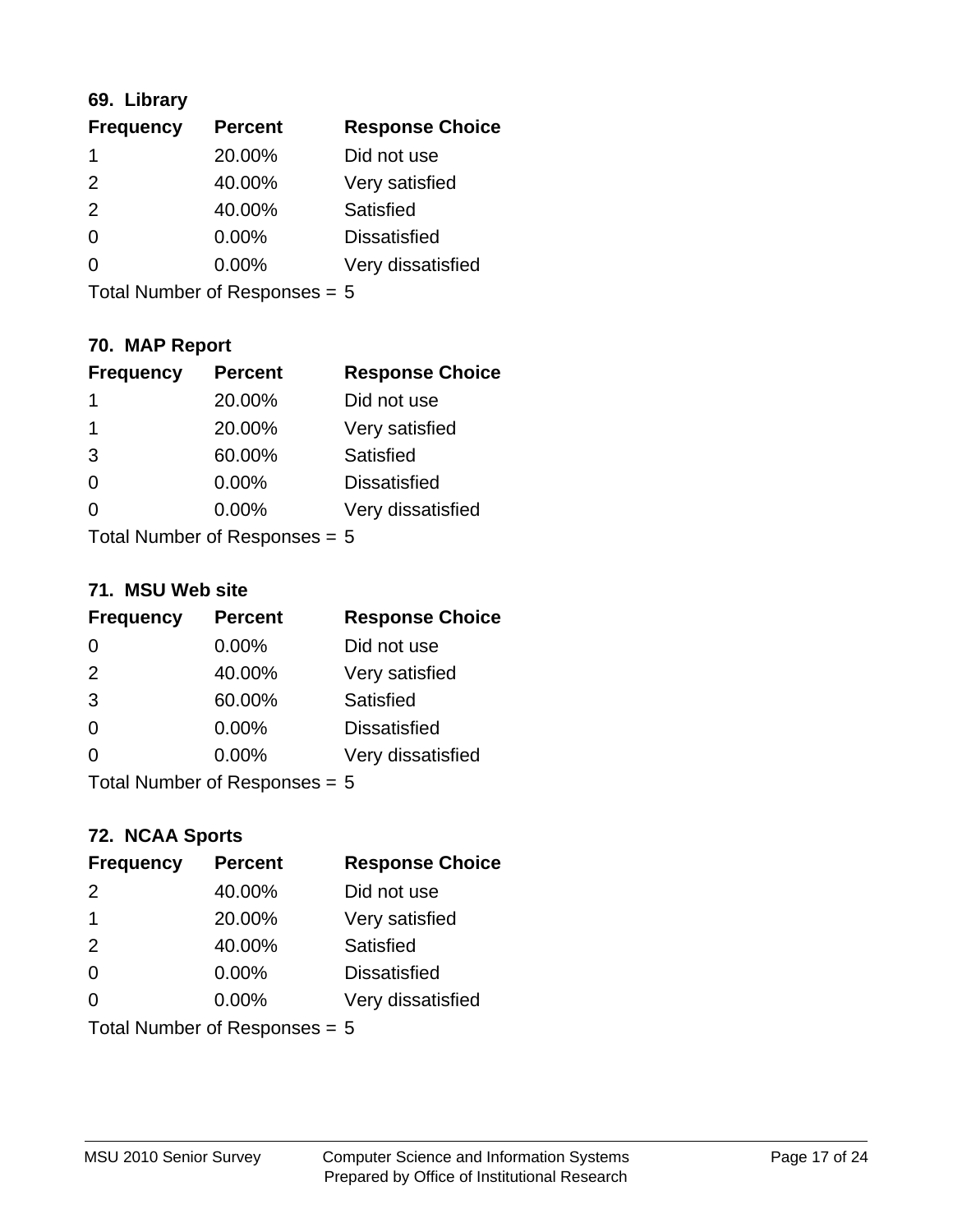### 69. Library

| Frequency | Percent | Response Choice |
|---|---|---|
| 1 | 20.00% | Did not use |
| 2 | 40.00% | Very satisfied |
| 2 | 40.00% | Satisfied |
| 0 | 0.00% | Dissatisfied |
| 0 | 0.00% | Very dissatisfied |

Total Number of Responses = 5

### 70. MAP Report

| Frequency | Percent | Response Choice |
|---|---|---|
| 1 | 20.00% | Did not use |
| 1 | 20.00% | Very satisfied |
| 3 | 60.00% | Satisfied |
| 0 | 0.00% | Dissatisfied |
| 0 | 0.00% | Very dissatisfied |

Total Number of Responses = 5

### 71. MSU Web site

| Frequency | Percent | Response Choice |
|---|---|---|
| 0 | 0.00% | Did not use |
| 2 | 40.00% | Very satisfied |
| 3 | 60.00% | Satisfied |
| 0 | 0.00% | Dissatisfied |
| 0 | 0.00% | Very dissatisfied |

Total Number of Responses = 5

### 72. NCAA Sports

| Frequency | Percent | Response Choice |
|---|---|---|
| 2 | 40.00% | Did not use |
| 1 | 20.00% | Very satisfied |
| 2 | 40.00% | Satisfied |
| 0 | 0.00% | Dissatisfied |
| 0 | 0.00% | Very dissatisfied |

Total Number of Responses = 5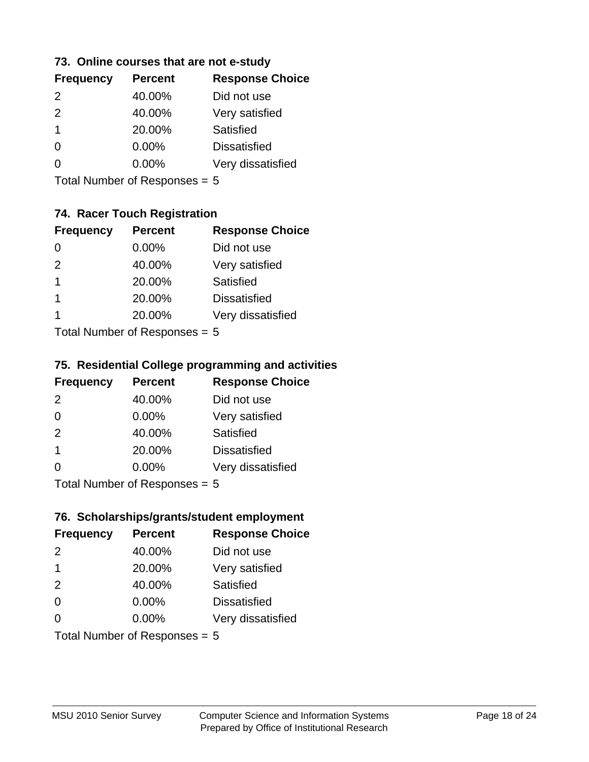### 73. Online courses that are not e-study

| Frequency | Percent | Response Choice |
|---|---|---|
| 2 | 40.00% | Did not use |
| 2 | 40.00% | Very satisfied |
| 1 | 20.00% | Satisfied |
| 0 | 0.00% | Dissatisfied |
| 0 | 0.00% | Very dissatisfied |

Total Number of Responses = 5

### 74. Racer Touch Registration

| Frequency | Percent | Response Choice |
|---|---|---|
| 0 | 0.00% | Did not use |
| 2 | 40.00% | Very satisfied |
| 1 | 20.00% | Satisfied |
| 1 | 20.00% | Dissatisfied |
| 1 | 20.00% | Very dissatisfied |

Total Number of Responses = 5

### 75. Residential College programming and activities

| Frequency | Percent | Response Choice |
|---|---|---|
| 2 | 40.00% | Did not use |
| 0 | 0.00% | Very satisfied |
| 2 | 40.00% | Satisfied |
| 1 | 20.00% | Dissatisfied |
| 0 | 0.00% | Very dissatisfied |

Total Number of Responses = 5

### 76. Scholarships/grants/student employment

| Frequency | Percent | Response Choice |
|---|---|---|
| 2 | 40.00% | Did not use |
| 1 | 20.00% | Very satisfied |
| 2 | 40.00% | Satisfied |
| 0 | 0.00% | Dissatisfied |
| 0 | 0.00% | Very dissatisfied |

Total Number of Responses = 5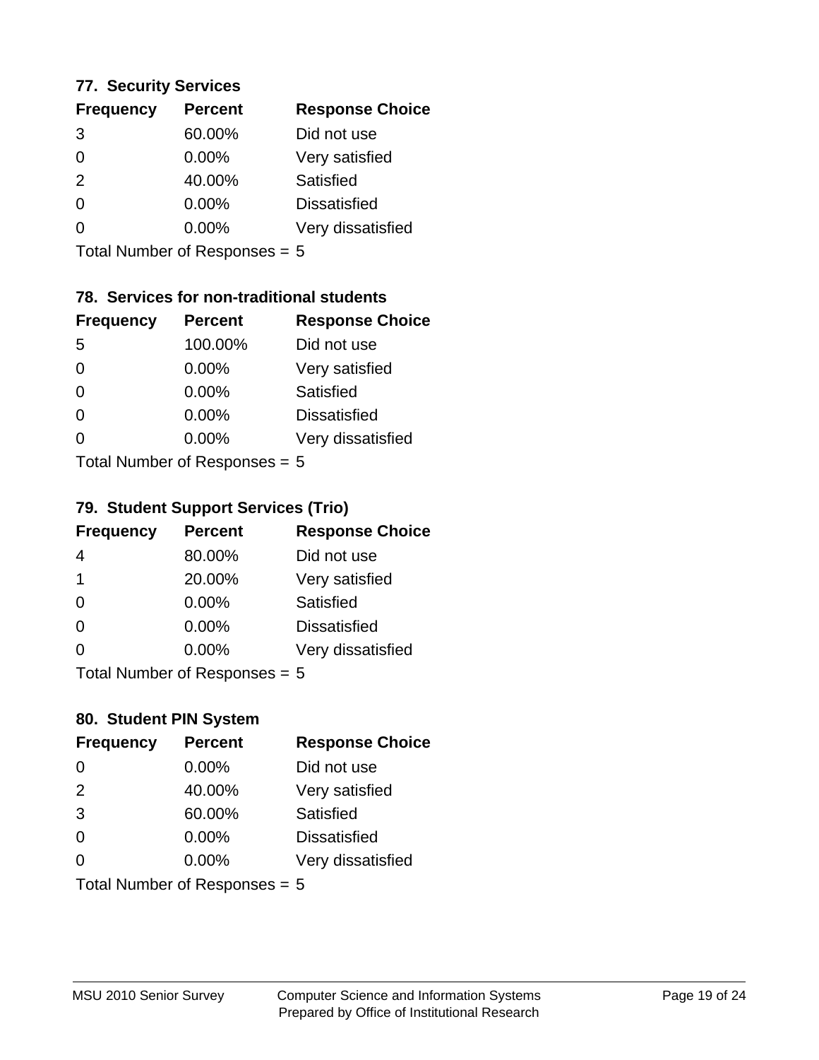### 77. Security Services

| Frequency | Percent | Response Choice |
|---|---|---|
| 3 | 60.00% | Did not use |
| 0 | 0.00% | Very satisfied |
| 2 | 40.00% | Satisfied |
| 0 | 0.00% | Dissatisfied |
| 0 | 0.00% | Very dissatisfied |

Total Number of Responses = 5

### 78. Services for non-traditional students

| Frequency | Percent | Response Choice |
|---|---|---|
| 5 | 100.00% | Did not use |
| 0 | 0.00% | Very satisfied |
| 0 | 0.00% | Satisfied |
| 0 | 0.00% | Dissatisfied |
| 0 | 0.00% | Very dissatisfied |

Total Number of Responses = 5

### 79. Student Support Services (Trio)

| Frequency | Percent | Response Choice |
|---|---|---|
| 4 | 80.00% | Did not use |
| 1 | 20.00% | Very satisfied |
| 0 | 0.00% | Satisfied |
| 0 | 0.00% | Dissatisfied |
| 0 | 0.00% | Very dissatisfied |

Total Number of Responses = 5

### 80. Student PIN System

| Frequency | Percent | Response Choice |
|---|---|---|
| 0 | 0.00% | Did not use |
| 2 | 40.00% | Very satisfied |
| 3 | 60.00% | Satisfied |
| 0 | 0.00% | Dissatisfied |
| 0 | 0.00% | Very dissatisfied |

Total Number of Responses = 5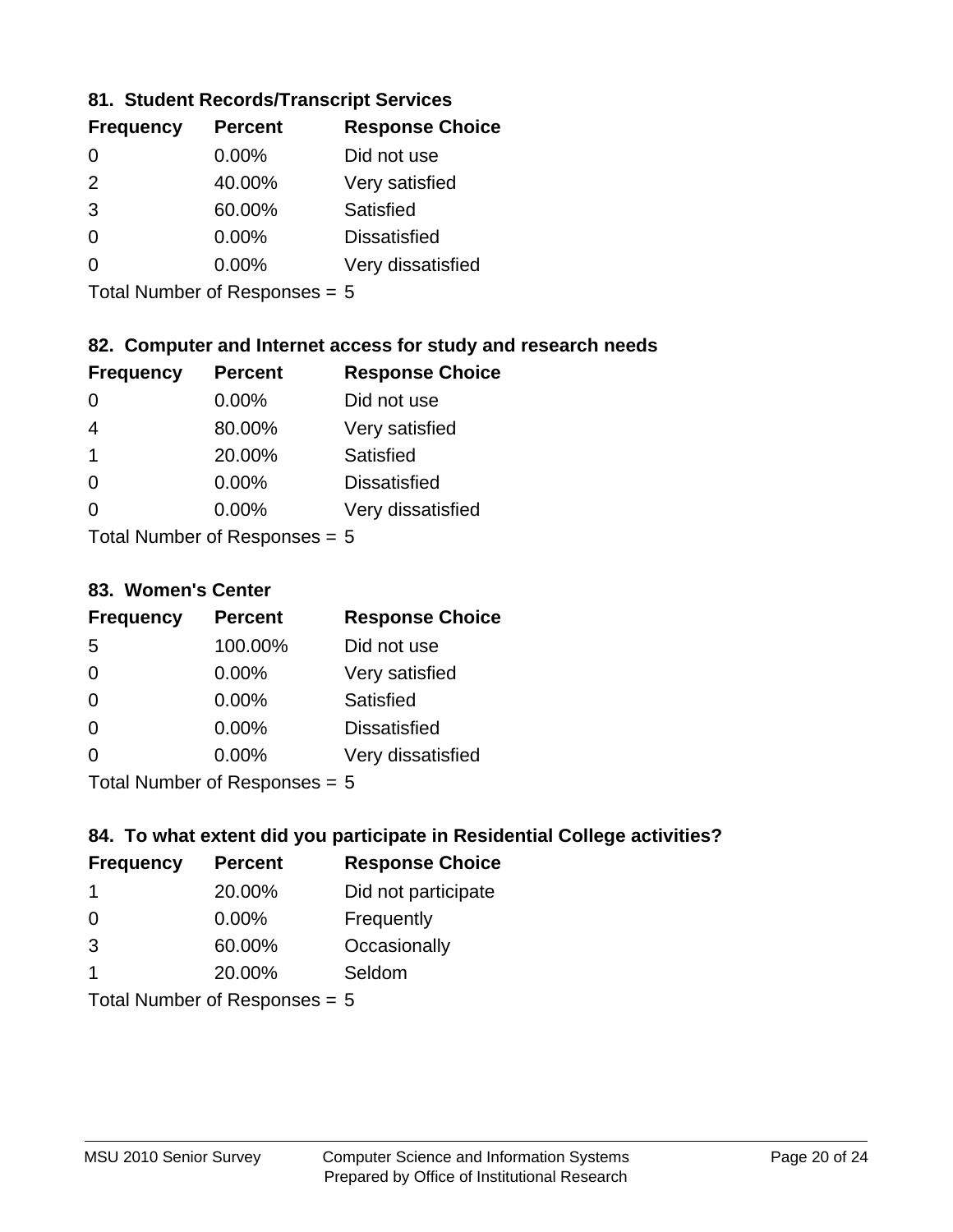### 81. Student Records/Transcript Services

| Frequency | Percent | Response Choice |
|---|---|---|
| 0 | 0.00% | Did not use |
| 2 | 40.00% | Very satisfied |
| 3 | 60.00% | Satisfied |
| 0 | 0.00% | Dissatisfied |
| 0 | 0.00% | Very dissatisfied |

Total Number of Responses = 5

### 82. Computer and Internet access for study and research needs

| Frequency | Percent | Response Choice |
|---|---|---|
| 0 | 0.00% | Did not use |
| 4 | 80.00% | Very satisfied |
| 1 | 20.00% | Satisfied |
| 0 | 0.00% | Dissatisfied |
| 0 | 0.00% | Very dissatisfied |

Total Number of Responses = 5

### 83. Women's Center

| Frequency | Percent | Response Choice |
|---|---|---|
| 5 | 100.00% | Did not use |
| 0 | 0.00% | Very satisfied |
| 0 | 0.00% | Satisfied |
| 0 | 0.00% | Dissatisfied |
| 0 | 0.00% | Very dissatisfied |

Total Number of Responses = 5

### 84. To what extent did you participate in Residential College activities?

| Frequency | Percent | Response Choice |
|---|---|---|
| 1 | 20.00% | Did not participate |
| 0 | 0.00% | Frequently |
| 3 | 60.00% | Occasionally |
| 1 | 20.00% | Seldom |

Total Number of Responses = 5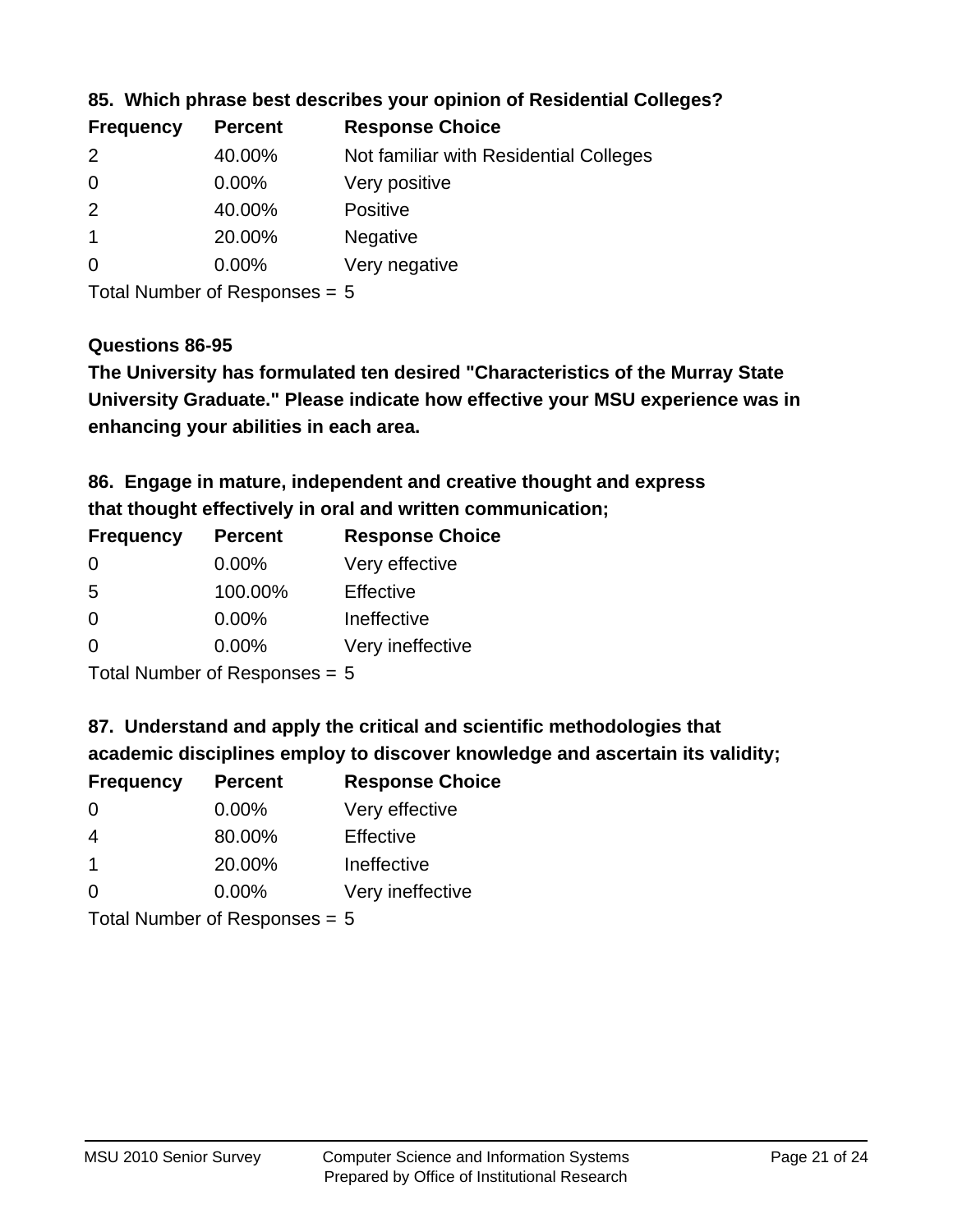**85. Which phrase best describes your opinion of Residential Colleges?**

| Frequency | Percent | Response Choice |
|---|---|---|
| 2 | 40.00% | Not familiar with Residential Colleges |
| 0 | 0.00% | Very positive |
| 2 | 40.00% | Positive |
| 1 | 20.00% | Negative |
| 0 | 0.00% | Very negative |

Total Number of Responses = 5

**Questions 86-95**

**The University has formulated ten desired "Characteristics of the Murray State University Graduate." Please indicate how effective your MSU experience was in enhancing your abilities in each area.**

**86. Engage in mature, independent and creative thought and express that thought effectively in oral and written communication;**

| Frequency | Percent | Response Choice |
|---|---|---|
| 0 | 0.00% | Very effective |
| 5 | 100.00% | Effective |
| 0 | 0.00% | Ineffective |
| 0 | 0.00% | Very ineffective |

Total Number of Responses = 5

**87. Understand and apply the critical and scientific methodologies that academic disciplines employ to discover knowledge and ascertain its validity;**

| Frequency | Percent | Response Choice |
|---|---|---|
| 0 | 0.00% | Very effective |
| 4 | 80.00% | Effective |
| 1 | 20.00% | Ineffective |
| 0 | 0.00% | Very ineffective |

Total Number of Responses = 5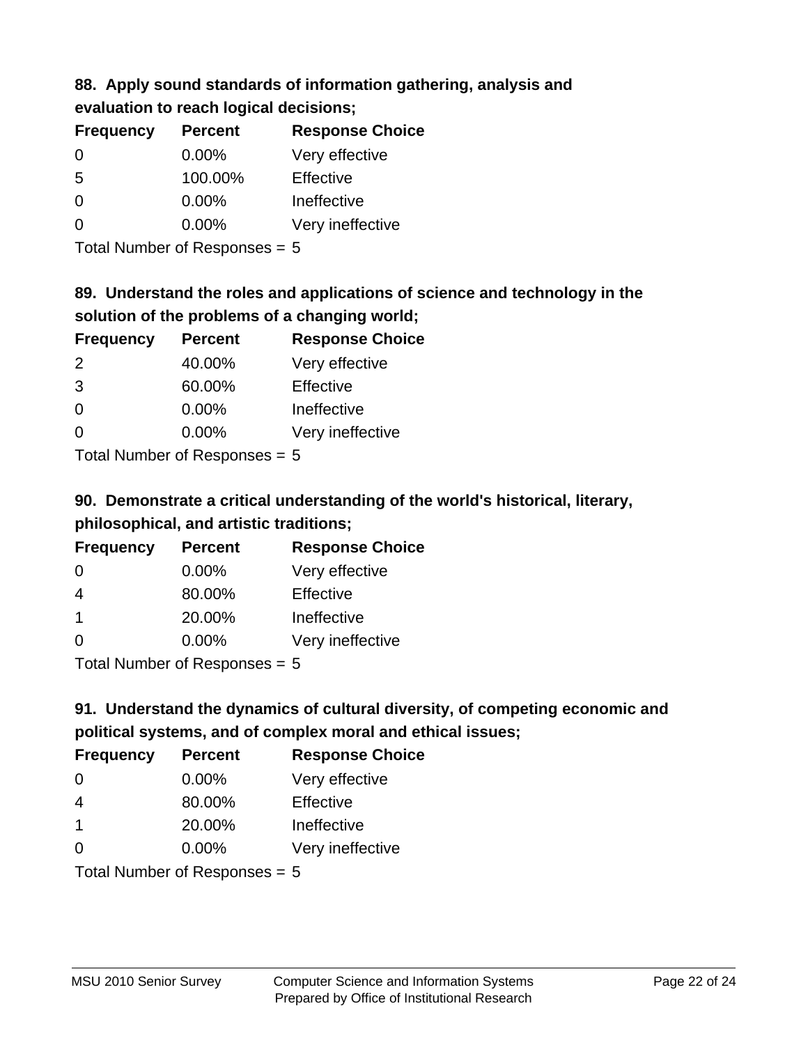### 88. Apply sound standards of information gathering, analysis and evaluation to reach logical decisions;

| Frequency | Percent | Response Choice |
|---|---|---|
| 0 | 0.00% | Very effective |
| 5 | 100.00% | Effective |
| 0 | 0.00% | Ineffective |
| 0 | 0.00% | Very ineffective |

Total Number of Responses = 5

### 89. Understand the roles and applications of science and technology in the solution of the problems of a changing world;

| Frequency | Percent | Response Choice |
|---|---|---|
| 2 | 40.00% | Very effective |
| 3 | 60.00% | Effective |
| 0 | 0.00% | Ineffective |
| 0 | 0.00% | Very ineffective |

Total Number of Responses = 5

### 90. Demonstrate a critical understanding of the world's historical, literary, philosophical, and artistic traditions;

| Frequency | Percent | Response Choice |
|---|---|---|
| 0 | 0.00% | Very effective |
| 4 | 80.00% | Effective |
| 1 | 20.00% | Ineffective |
| 0 | 0.00% | Very ineffective |

Total Number of Responses = 5

### 91. Understand the dynamics of cultural diversity, of competing economic and political systems, and of complex moral and ethical issues;

| Frequency | Percent | Response Choice |
|---|---|---|
| 0 | 0.00% | Very effective |
| 4 | 80.00% | Effective |
| 1 | 20.00% | Ineffective |
| 0 | 0.00% | Very ineffective |

Total Number of Responses = 5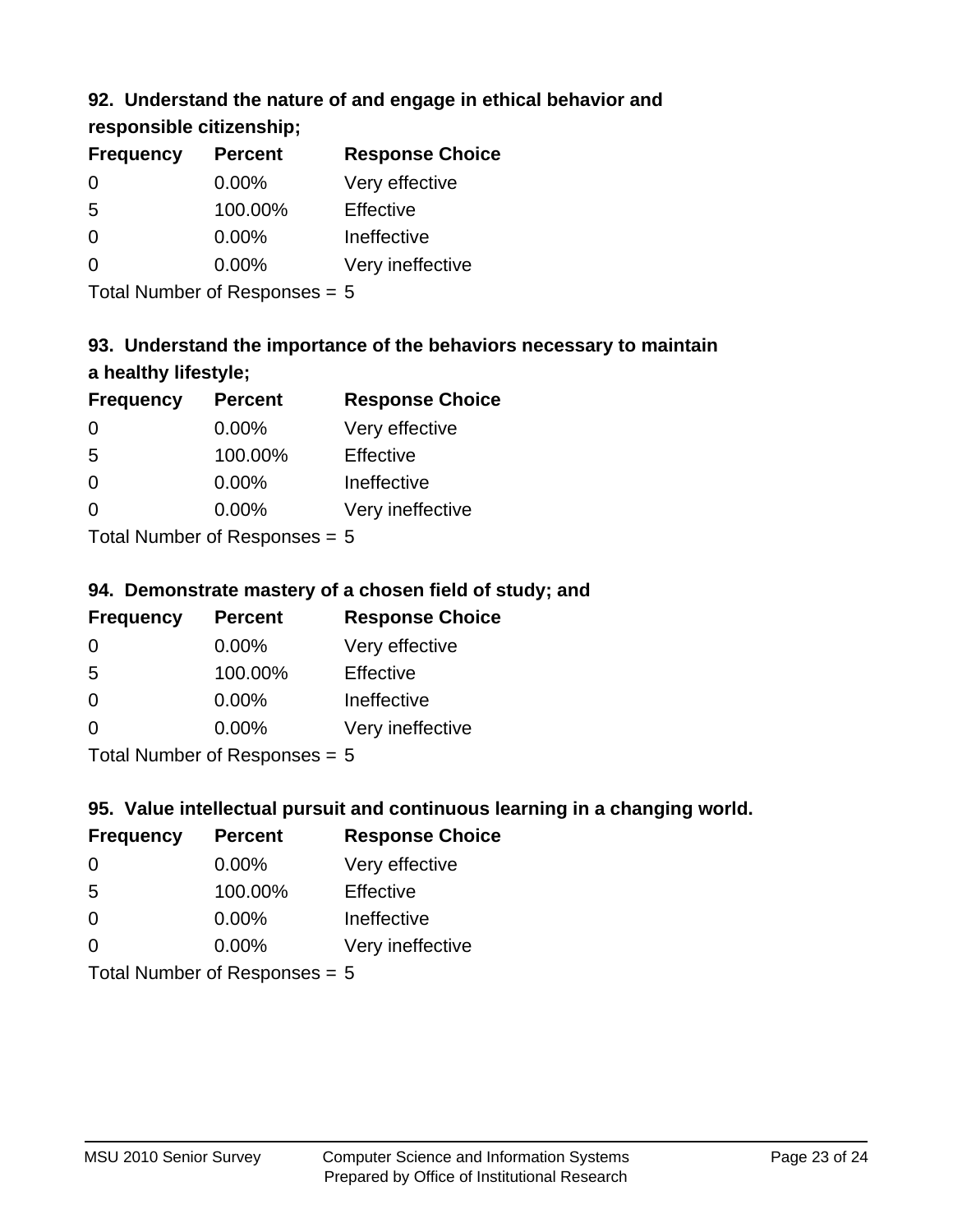### 92. Understand the nature of and engage in ethical behavior and responsible citizenship;

| Frequency | Percent | Response Choice |
|---|---|---|
| 0 | 0.00% | Very effective |
| 5 | 100.00% | Effective |
| 0 | 0.00% | Ineffective |
| 0 | 0.00% | Very ineffective |

Total Number of Responses = 5

### 93. Understand the importance of the behaviors necessary to maintain a healthy lifestyle;

| Frequency | Percent | Response Choice |
|---|---|---|
| 0 | 0.00% | Very effective |
| 5 | 100.00% | Effective |
| 0 | 0.00% | Ineffective |
| 0 | 0.00% | Very ineffective |

Total Number of Responses = 5

### 94. Demonstrate mastery of a chosen field of study; and

| Frequency | Percent | Response Choice |
|---|---|---|
| 0 | 0.00% | Very effective |
| 5 | 100.00% | Effective |
| 0 | 0.00% | Ineffective |
| 0 | 0.00% | Very ineffective |

Total Number of Responses = 5

### 95. Value intellectual pursuit and continuous learning in a changing world.

| Frequency | Percent | Response Choice |
|---|---|---|
| 0 | 0.00% | Very effective |
| 5 | 100.00% | Effective |
| 0 | 0.00% | Ineffective |
| 0 | 0.00% | Very ineffective |

Total Number of Responses = 5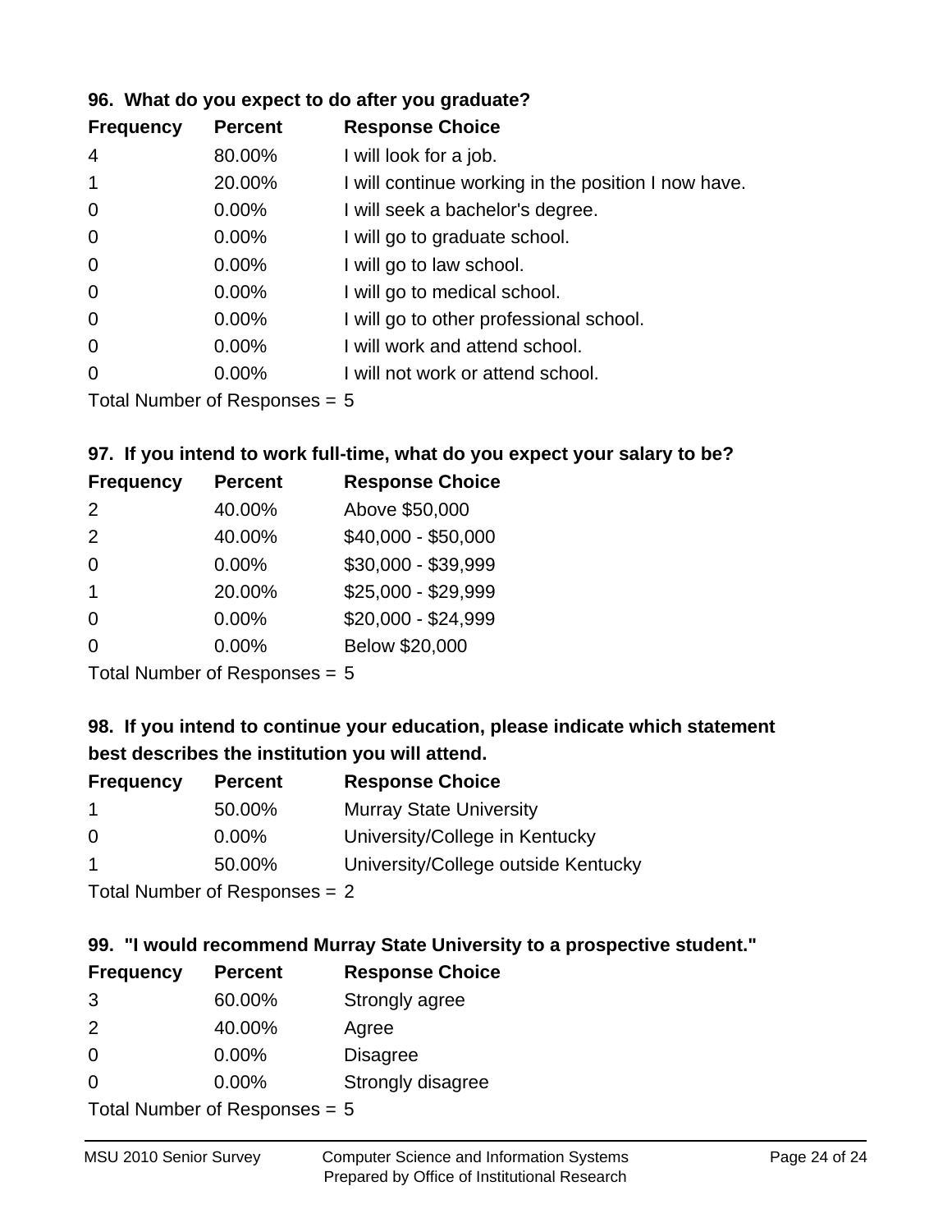### 96. What do you expect to do after you graduate?

| Frequency | Percent | Response Choice |
|---|---|---|
| 4 | 80.00% | I will look for a job. |
| 1 | 20.00% | I will continue working in the position I now have. |
| 0 | 0.00% | I will seek a bachelor's degree. |
| 0 | 0.00% | I will go to graduate school. |
| 0 | 0.00% | I will go to law school. |
| 0 | 0.00% | I will go to medical school. |
| 0 | 0.00% | I will go to other professional school. |
| 0 | 0.00% | I will work and attend school. |
| 0 | 0.00% | I will not work or attend school. |

Total Number of Responses = 5

### 97. If you intend to work full-time, what do you expect your salary to be?

| Frequency | Percent | Response Choice |
|---|---|---|
| 2 | 40.00% | Above $50,000 |
| 2 | 40.00% | $40,000 - $50,000 |
| 0 | 0.00% | $30,000 - $39,999 |
| 1 | 20.00% | $25,000 - $29,999 |
| 0 | 0.00% | $20,000 - $24,999 |
| 0 | 0.00% | Below $20,000 |

Total Number of Responses = 5

### 98. If you intend to continue your education, please indicate which statement best describes the institution you will attend.

| Frequency | Percent | Response Choice |
|---|---|---|
| 1 | 50.00% | Murray State University |
| 0 | 0.00% | University/College in Kentucky |
| 1 | 50.00% | University/College outside Kentucky |

Total Number of Responses = 2

### 99. "I would recommend Murray State University to a prospective student."

| Frequency | Percent | Response Choice |
|---|---|---|
| 3 | 60.00% | Strongly agree |
| 2 | 40.00% | Agree |
| 0 | 0.00% | Disagree |
| 0 | 0.00% | Strongly disagree |

Total Number of Responses = 5